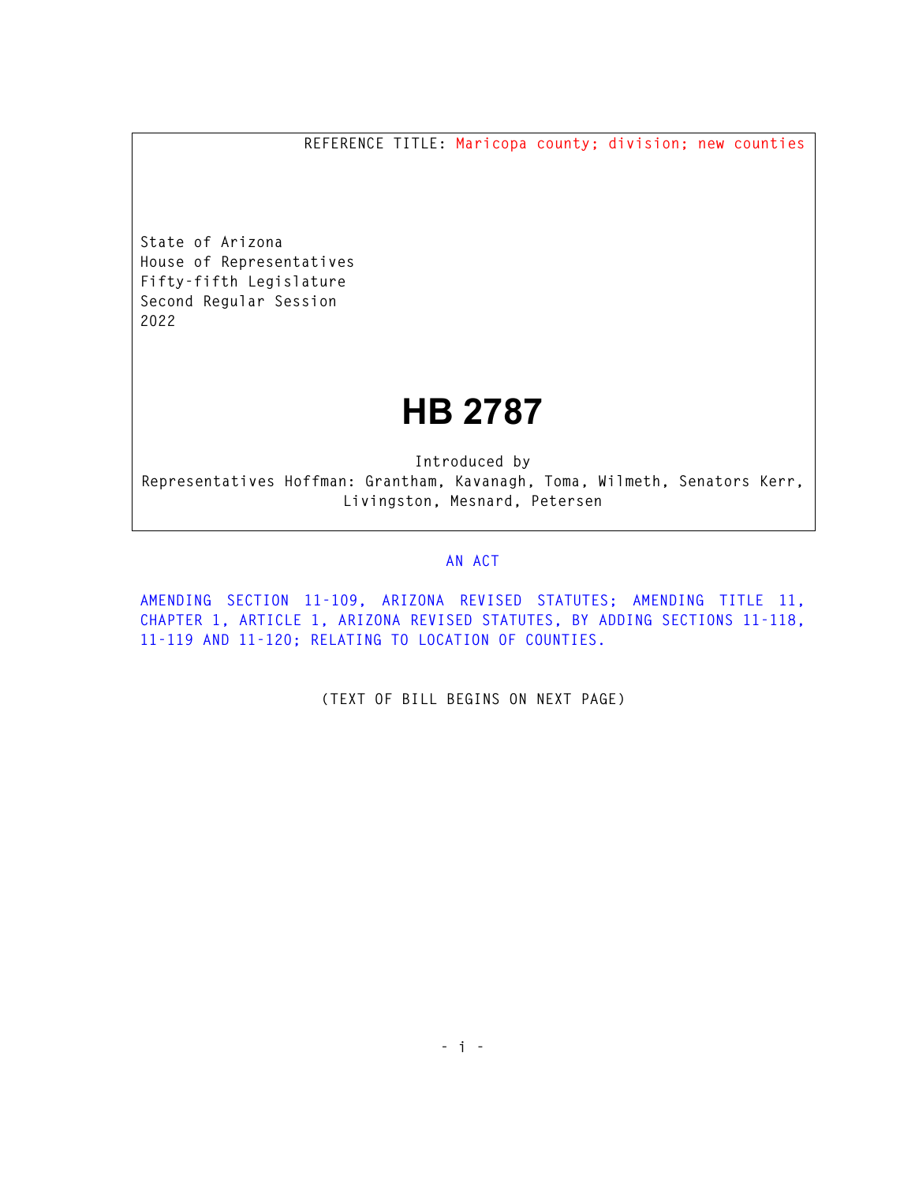REFERENCE TITLE: Maricopa county; division; new counties

State of Arizona
House of Representatives
Fifty-fifth Legislature
Second Regular Session
2022

# HB 2787

Introduced by
Representatives Hoffman: Grantham, Kavanagh, Toma, Wilmeth, Senators Kerr, Livingston, Mesnard, Petersen

## AN ACT

AMENDING SECTION 11-109, ARIZONA REVISED STATUTES; AMENDING TITLE 11, CHAPTER 1, ARTICLE 1, ARIZONA REVISED STATUTES, BY ADDING SECTIONS 11-118, 11-119 AND 11-120; RELATING TO LOCATION OF COUNTIES.

(TEXT OF BILL BEGINS ON NEXT PAGE)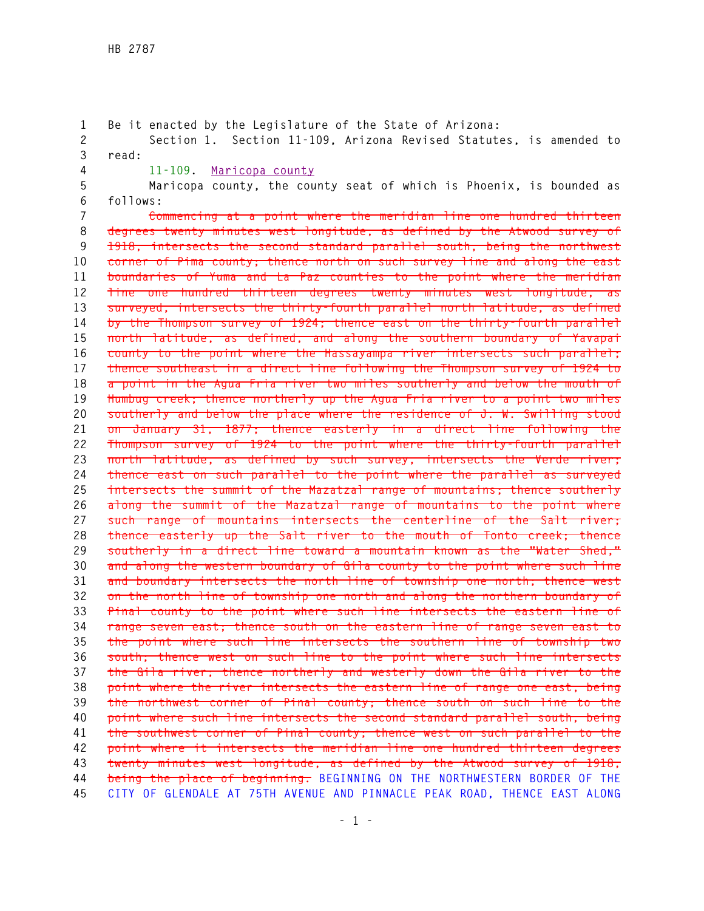Be it enacted by the Legislature of the State of Arizona:

Section 1. Section 11-109, Arizona Revised Statutes, is amended to read:

11-109. Maricopa county

Maricopa county, the county seat of which is Phoenix, is bounded as follows:

~~Commencing at a point where the meridian line one hundred thirteen degrees twenty minutes west longitude, as defined by the Atwood survey of 1918, intersects the second standard parallel south, being the northwest corner of Pima county; thence north on such survey line and along the east boundaries of Yuma and La Paz counties to the point where the meridian line one hundred thirteen degrees twenty minutes west longitude, as surveyed, intersects the thirty-fourth parallel north latitude, as defined by the Thompson survey of 1924; thence east on the thirty-fourth parallel north latitude, as defined, and along the southern boundary of Yavapai county to the point where the Hassayampa river intersects such parallel; thence southeast in a direct line following the Thompson survey of 1924 to a point in the Agua Fria river two miles southerly and below the mouth of Humbug creek; thence northerly up the Agua Fria river to a point two miles southerly and below the place where the residence of J. W. Swilling stood on January 31, 1877; thence easterly in a direct line following the Thompson survey of 1924 to the point where the thirty-fourth parallel north latitude, as defined by such survey, intersects the Verde river; thence east on such parallel to the point where the parallel as surveyed intersects the summit of the Mazatzal range of mountains; thence southerly along the summit of the Mazatzal range of mountains to the point where such range of mountains intersects the centerline of the Salt river; thence easterly up the Salt river to the mouth of Tonto creek; thence southerly in a direct line toward a mountain known as the "Water Shed," and along the western boundary of Gila county to the point where such line and boundary intersects the north line of township one north; thence west on the north line of township one north and along the northern boundary of Pinal county to the point where such line intersects the eastern line of range seven east; thence south on the eastern line of range seven east to the point where such line intersects the southern line of township two south; thence west on such line to the point where such line intersects the Gila river; thence northerly and westerly down the Gila river to the point where the river intersects the eastern line of range one east, being the northwest corner of Pinal county; thence south on such line to the point where such line intersects the second standard parallel south, being the southwest corner of Pinal county; thence west on such parallel to the point where it intersects the meridian line one hundred thirteen degrees twenty minutes west longitude, as defined by the Atwood survey of 1918, being the place of beginning.~~ BEGINNING ON THE NORTHWESTERN BORDER OF THE CITY OF GLENDALE AT 75TH AVENUE AND PINNACLE PEAK ROAD, THENCE EAST ALONG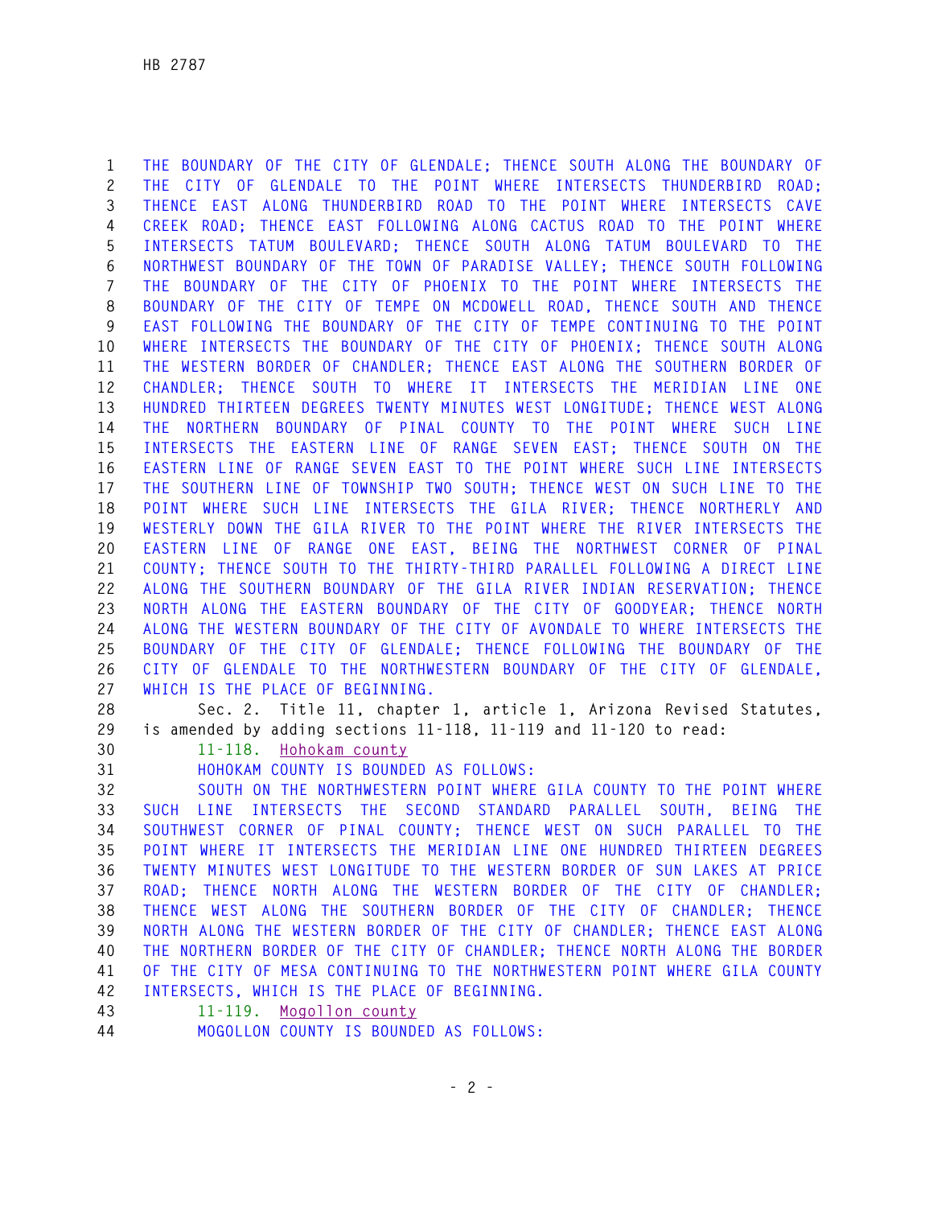THE BOUNDARY OF THE CITY OF GLENDALE; THENCE SOUTH ALONG THE BOUNDARY OF THE CITY OF GLENDALE TO THE POINT WHERE INTERSECTS THUNDERBIRD ROAD; THENCE EAST ALONG THUNDERBIRD ROAD TO THE POINT WHERE INTERSECTS CAVE CREEK ROAD; THENCE EAST FOLLOWING ALONG CACTUS ROAD TO THE POINT WHERE INTERSECTS TATUM BOULEVARD; THENCE SOUTH ALONG TATUM BOULEVARD TO THE NORTHWEST BOUNDARY OF THE TOWN OF PARADISE VALLEY; THENCE SOUTH FOLLOWING THE BOUNDARY OF THE CITY OF PHOENIX TO THE POINT WHERE INTERSECTS THE BOUNDARY OF THE CITY OF TEMPE ON MCDOWELL ROAD, THENCE SOUTH AND THENCE EAST FOLLOWING THE BOUNDARY OF THE CITY OF TEMPE CONTINUING TO THE POINT WHERE INTERSECTS THE BOUNDARY OF THE CITY OF PHOENIX; THENCE SOUTH ALONG THE WESTERN BORDER OF CHANDLER; THENCE EAST ALONG THE SOUTHERN BORDER OF CHANDLER; THENCE SOUTH TO WHERE IT INTERSECTS THE MERIDIAN LINE ONE HUNDRED THIRTEEN DEGREES TWENTY MINUTES WEST LONGITUDE; THENCE WEST ALONG THE NORTHERN BOUNDARY OF PINAL COUNTY TO THE POINT WHERE SUCH LINE INTERSECTS THE EASTERN LINE OF RANGE SEVEN EAST; THENCE SOUTH ON THE EASTERN LINE OF RANGE SEVEN EAST TO THE POINT WHERE SUCH LINE INTERSECTS THE SOUTHERN LINE OF TOWNSHIP TWO SOUTH; THENCE WEST ON SUCH LINE TO THE POINT WHERE SUCH LINE INTERSECTS THE GILA RIVER; THENCE NORTHERLY AND WESTERLY DOWN THE GILA RIVER TO THE POINT WHERE THE RIVER INTERSECTS THE EASTERN LINE OF RANGE ONE EAST, BEING THE NORTHWEST CORNER OF PINAL COUNTY; THENCE SOUTH TO THE THIRTY-THIRD PARALLEL FOLLOWING A DIRECT LINE ALONG THE SOUTHERN BOUNDARY OF THE GILA RIVER INDIAN RESERVATION; THENCE NORTH ALONG THE EASTERN BOUNDARY OF THE CITY OF GOODYEAR; THENCE NORTH ALONG THE WESTERN BOUNDARY OF THE CITY OF AVONDALE TO WHERE INTERSECTS THE BOUNDARY OF THE CITY OF GLENDALE; THENCE FOLLOWING THE BOUNDARY OF THE CITY OF GLENDALE TO THE NORTHWESTERN BOUNDARY OF THE CITY OF GLENDALE, WHICH IS THE PLACE OF BEGINNING.

Sec. 2. Title 11, chapter 1, article 1, Arizona Revised Statutes, is amended by adding sections 11-118, 11-119 and 11-120 to read:

11-118. Hohokam county

HOHOKAM COUNTY IS BOUNDED AS FOLLOWS:

SOUTH ON THE NORTHWESTERN POINT WHERE GILA COUNTY TO THE POINT WHERE SUCH LINE INTERSECTS THE SECOND STANDARD PARALLEL SOUTH, BEING THE SOUTHWEST CORNER OF PINAL COUNTY; THENCE WEST ON SUCH PARALLEL TO THE POINT WHERE IT INTERSECTS THE MERIDIAN LINE ONE HUNDRED THIRTEEN DEGREES TWENTY MINUTES WEST LONGITUDE TO THE WESTERN BORDER OF SUN LAKES AT PRICE ROAD; THENCE NORTH ALONG THE WESTERN BORDER OF THE CITY OF CHANDLER; THENCE WEST ALONG THE SOUTHERN BORDER OF THE CITY OF CHANDLER; THENCE NORTH ALONG THE WESTERN BORDER OF THE CITY OF CHANDLER; THENCE EAST ALONG THE NORTHERN BORDER OF THE CITY OF CHANDLER; THENCE NORTH ALONG THE BORDER OF THE CITY OF MESA CONTINUING TO THE NORTHWESTERN POINT WHERE GILA COUNTY INTERSECTS, WHICH IS THE PLACE OF BEGINNING.

11-119. Mogollon county

MOGOLLON COUNTY IS BOUNDED AS FOLLOWS: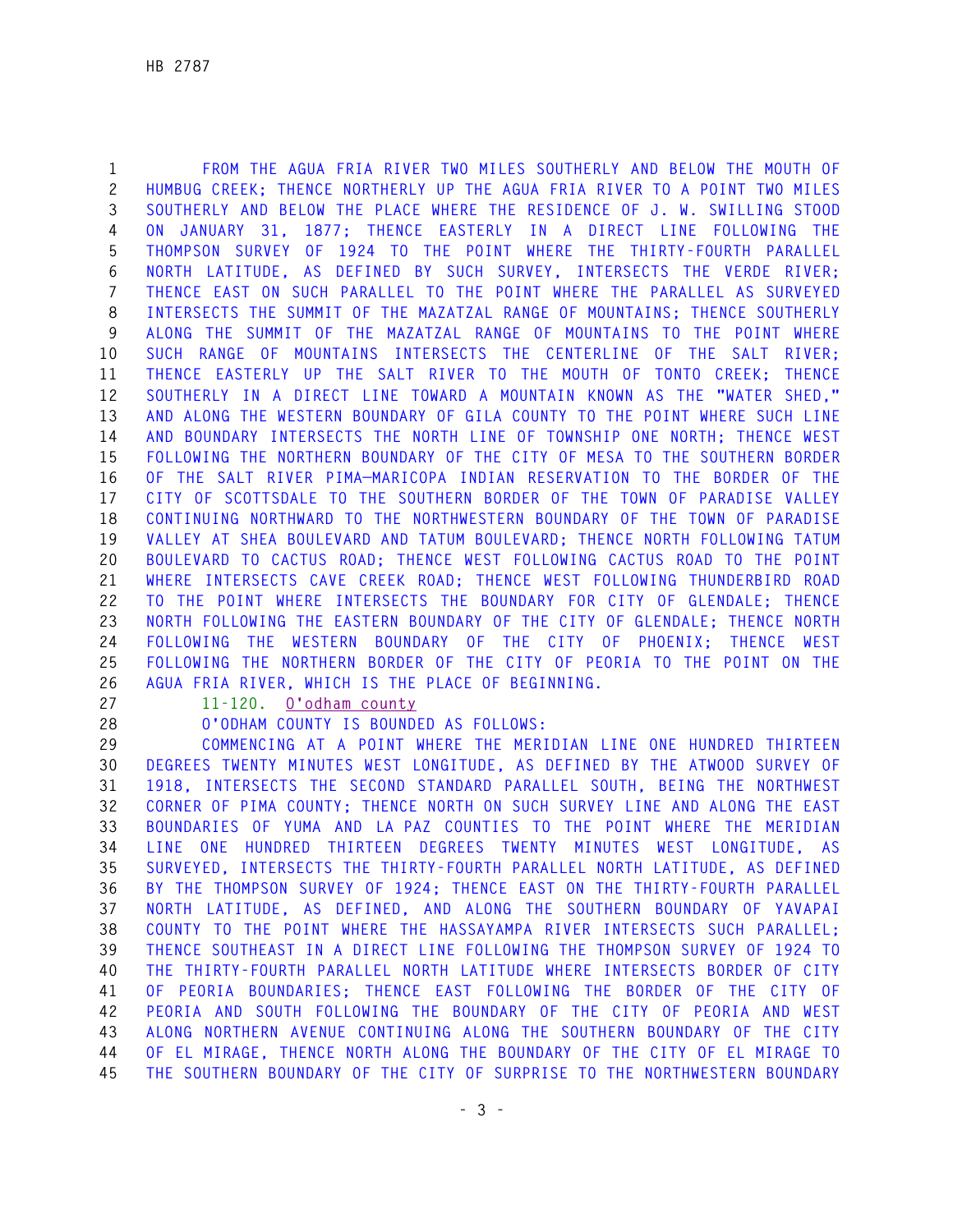FROM THE AGUA FRIA RIVER TWO MILES SOUTHERLY AND BELOW THE MOUTH OF HUMBUG CREEK; THENCE NORTHERLY UP THE AGUA FRIA RIVER TO A POINT TWO MILES SOUTHERLY AND BELOW THE PLACE WHERE THE RESIDENCE OF J. W. SWILLING STOOD ON JANUARY 31, 1877; THENCE EASTERLY IN A DIRECT LINE FOLLOWING THE THOMPSON SURVEY OF 1924 TO THE POINT WHERE THE THIRTY-FOURTH PARALLEL NORTH LATITUDE, AS DEFINED BY SUCH SURVEY, INTERSECTS THE VERDE RIVER; THENCE EAST ON SUCH PARALLEL TO THE POINT WHERE THE PARALLEL AS SURVEYED INTERSECTS THE SUMMIT OF THE MAZATZAL RANGE OF MOUNTAINS; THENCE SOUTHERLY ALONG THE SUMMIT OF THE MAZATZAL RANGE OF MOUNTAINS TO THE POINT WHERE SUCH RANGE OF MOUNTAINS INTERSECTS THE CENTERLINE OF THE SALT RIVER; THENCE EASTERLY UP THE SALT RIVER TO THE MOUTH OF TONTO CREEK; THENCE SOUTHERLY IN A DIRECT LINE TOWARD A MOUNTAIN KNOWN AS THE "WATER SHED," AND ALONG THE WESTERN BOUNDARY OF GILA COUNTY TO THE POINT WHERE SUCH LINE AND BOUNDARY INTERSECTS THE NORTH LINE OF TOWNSHIP ONE NORTH; THENCE WEST FOLLOWING THE NORTHERN BOUNDARY OF THE CITY OF MESA TO THE SOUTHERN BORDER OF THE SALT RIVER PIMA—MARICOPA INDIAN RESERVATION TO THE BORDER OF THE CITY OF SCOTTSDALE TO THE SOUTHERN BORDER OF THE TOWN OF PARADISE VALLEY CONTINUING NORTHWARD TO THE NORTHWESTERN BOUNDARY OF THE TOWN OF PARADISE VALLEY AT SHEA BOULEVARD AND TATUM BOULEVARD; THENCE NORTH FOLLOWING TATUM BOULEVARD TO CACTUS ROAD; THENCE WEST FOLLOWING CACTUS ROAD TO THE POINT WHERE INTERSECTS CAVE CREEK ROAD; THENCE WEST FOLLOWING THUNDERBIRD ROAD TO THE POINT WHERE INTERSECTS THE BOUNDARY FOR CITY OF GLENDALE; THENCE NORTH FOLLOWING THE EASTERN BOUNDARY OF THE CITY OF GLENDALE; THENCE NORTH FOLLOWING THE WESTERN BOUNDARY OF THE CITY OF PHOENIX; THENCE WEST FOLLOWING THE NORTHERN BORDER OF THE CITY OF PEORIA TO THE POINT ON THE AGUA FRIA RIVER, WHICH IS THE PLACE OF BEGINNING.

11-120. O'odham county

O'ODHAM COUNTY IS BOUNDED AS FOLLOWS:

COMMENCING AT A POINT WHERE THE MERIDIAN LINE ONE HUNDRED THIRTEEN DEGREES TWENTY MINUTES WEST LONGITUDE, AS DEFINED BY THE ATWOOD SURVEY OF 1918, INTERSECTS THE SECOND STANDARD PARALLEL SOUTH, BEING THE NORTHWEST CORNER OF PIMA COUNTY; THENCE NORTH ON SUCH SURVEY LINE AND ALONG THE EAST BOUNDARIES OF YUMA AND LA PAZ COUNTIES TO THE POINT WHERE THE MERIDIAN LINE ONE HUNDRED THIRTEEN DEGREES TWENTY MINUTES WEST LONGITUDE, AS SURVEYED, INTERSECTS THE THIRTY-FOURTH PARALLEL NORTH LATITUDE, AS DEFINED BY THE THOMPSON SURVEY OF 1924; THENCE EAST ON THE THIRTY-FOURTH PARALLEL NORTH LATITUDE, AS DEFINED, AND ALONG THE SOUTHERN BOUNDARY OF YAVAPAI COUNTY TO THE POINT WHERE THE HASSAYAMPA RIVER INTERSECTS SUCH PARALLEL; THENCE SOUTHEAST IN A DIRECT LINE FOLLOWING THE THOMPSON SURVEY OF 1924 TO THE THIRTY-FOURTH PARALLEL NORTH LATITUDE WHERE INTERSECTS BORDER OF CITY OF PEORIA BOUNDARIES; THENCE EAST FOLLOWING THE BORDER OF THE CITY OF PEORIA AND SOUTH FOLLOWING THE BOUNDARY OF THE CITY OF PEORIA AND WEST ALONG NORTHERN AVENUE CONTINUING ALONG THE SOUTHERN BOUNDARY OF THE CITY OF EL MIRAGE, THENCE NORTH ALONG THE BOUNDARY OF THE CITY OF EL MIRAGE TO THE SOUTHERN BOUNDARY OF THE CITY OF SURPRISE TO THE NORTHWESTERN BOUNDARY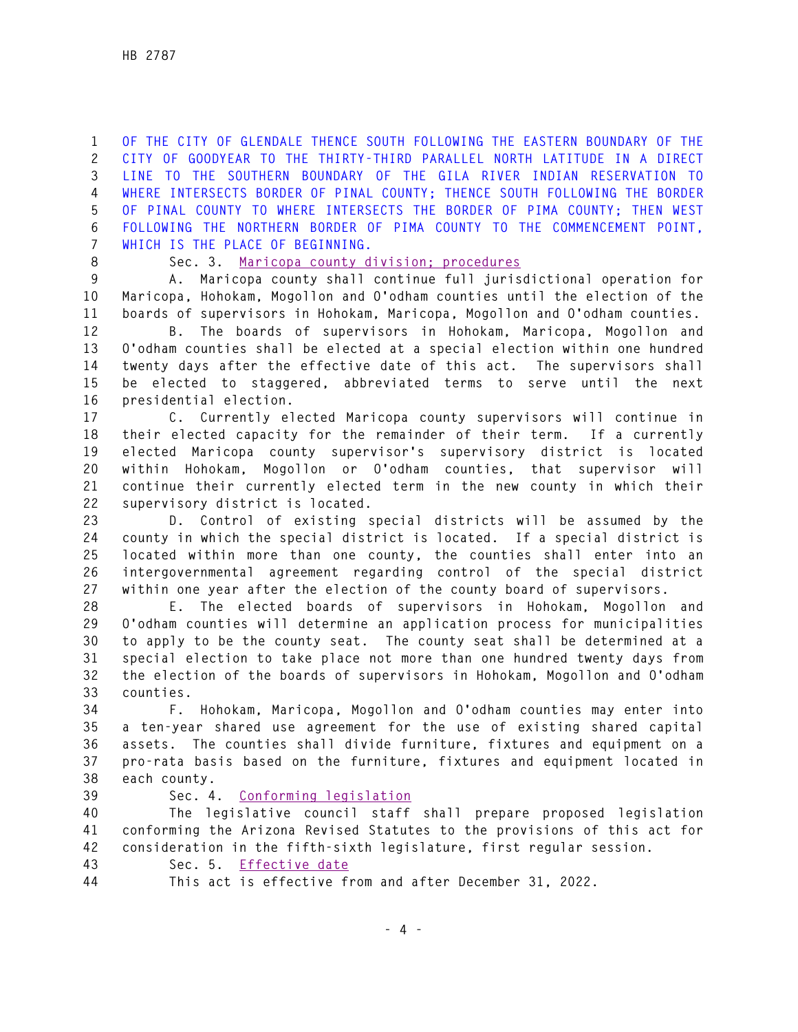OF THE CITY OF GLENDALE THENCE SOUTH FOLLOWING THE EASTERN BOUNDARY OF THE CITY OF GOODYEAR TO THE THIRTY-THIRD PARALLEL NORTH LATITUDE IN A DIRECT LINE TO THE SOUTHERN BOUNDARY OF THE GILA RIVER INDIAN RESERVATION TO WHERE INTERSECTS BORDER OF PINAL COUNTY; THENCE SOUTH FOLLOWING THE BORDER OF PINAL COUNTY TO WHERE INTERSECTS THE BORDER OF PIMA COUNTY; THEN WEST FOLLOWING THE NORTHERN BORDER OF PIMA COUNTY TO THE COMMENCEMENT POINT, WHICH IS THE PLACE OF BEGINNING.

Sec. 3. Maricopa county division; procedures

A. Maricopa county shall continue full jurisdictional operation for Maricopa, Hohokam, Mogollon and O'odham counties until the election of the boards of supervisors in Hohokam, Maricopa, Mogollon and O'odham counties.

B. The boards of supervisors in Hohokam, Maricopa, Mogollon and O'odham counties shall be elected at a special election within one hundred twenty days after the effective date of this act. The supervisors shall be elected to staggered, abbreviated terms to serve until the next presidential election.

C. Currently elected Maricopa county supervisors will continue in their elected capacity for the remainder of their term. If a currently elected Maricopa county supervisor's supervisory district is located within Hohokam, Mogollon or O'odham counties, that supervisor will continue their currently elected term in the new county in which their supervisory district is located.

D. Control of existing special districts will be assumed by the county in which the special district is located. If a special district is located within more than one county, the counties shall enter into an intergovernmental agreement regarding control of the special district within one year after the election of the county board of supervisors.

E. The elected boards of supervisors in Hohokam, Mogollon and O'odham counties will determine an application process for municipalities to apply to be the county seat. The county seat shall be determined at a special election to take place not more than one hundred twenty days from the election of the boards of supervisors in Hohokam, Mogollon and O'odham counties.

F. Hohokam, Maricopa, Mogollon and O'odham counties may enter into a ten-year shared use agreement for the use of existing shared capital assets. The counties shall divide furniture, fixtures and equipment on a pro-rata basis based on the furniture, fixtures and equipment located in each county.

Sec. 4. Conforming legislation

The legislative council staff shall prepare proposed legislation conforming the Arizona Revised Statutes to the provisions of this act for consideration in the fifth-sixth legislature, first regular session.

Sec. 5. Effective date

This act is effective from and after December 31, 2022.